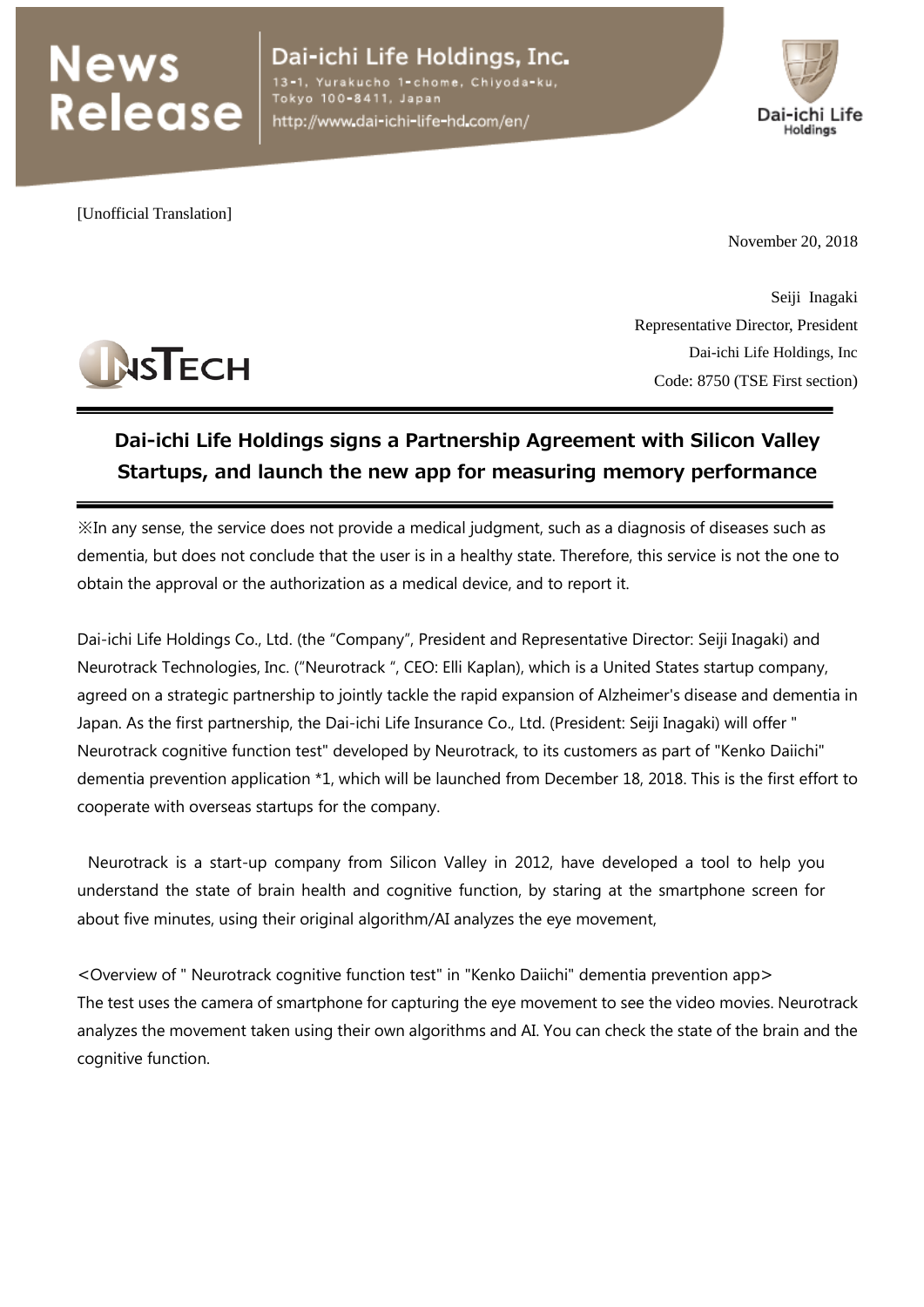# News Release

Dai-ichi Life Holdings, Inc.
13-1, Yurakucho 1-chome, Chiyoda-ku, Tokyo 100-8411, Japan
http://www.dai-ichi-life-hd.com/en/

[Unofficial Translation]

November 20, 2018

Seiji Inagaki
Representative Director, President
Dai-ichi Life Holdings, Inc
Code: 8750 (TSE First section)

INSTECH

## Dai-ichi Life Holdings signs a Partnership Agreement with Silicon Valley Startups, and launch the new app for measuring memory performance

※In any sense, the service does not provide a medical judgment, such as a diagnosis of diseases such as dementia, but does not conclude that the user is in a healthy state. Therefore, this service is not the one to obtain the approval or the authorization as a medical device, and to report it.

Dai-ichi Life Holdings Co., Ltd. (the "Company", President and Representative Director: Seiji Inagaki) and Neurotrack Technologies, Inc. ("Neurotrack ", CEO: Elli Kaplan), which is a United States startup company, agreed on a strategic partnership to jointly tackle the rapid expansion of Alzheimer's disease and dementia in Japan. As the first partnership, the Dai-ichi Life Insurance Co., Ltd. (President: Seiji Inagaki) will offer " Neurotrack cognitive function test" developed by Neurotrack, to its customers as part of "Kenko Daiichi" dementia prevention application *1, which will be launched from December 18, 2018. This is the first effort to cooperate with overseas startups for the company.

Neurotrack is a start-up company from Silicon Valley in 2012, have developed a tool to help you understand the state of brain health and cognitive function, by staring at the smartphone screen for about five minutes, using their original algorithm/AI analyzes the eye movement,

<Overview of " Neurotrack cognitive function test" in "Kenko Daiichi" dementia prevention app>
The test uses the camera of smartphone for capturing the eye movement to see the video movies. Neurotrack analyzes the movement taken using their own algorithms and AI. You can check the state of the brain and the cognitive function.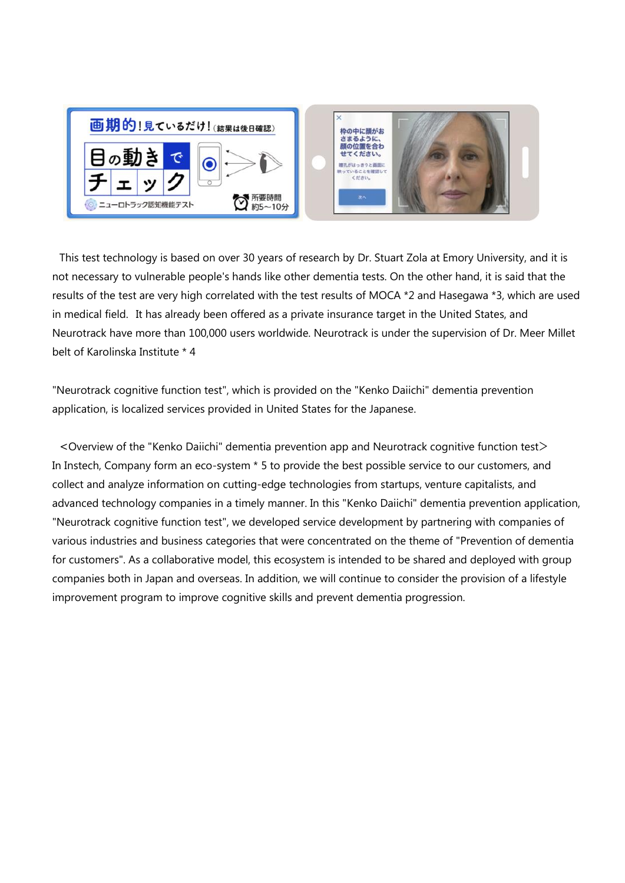This test technology is based on over 30 years of research by Dr. Stuart Zola at Emory University, and it is not necessary to vulnerable people's hands like other dementia tests. On the other hand, it is said that the results of the test are very high correlated with the test results of MOCA *2 and Hasegawa *3, which are used in medical field. It has already been offered as a private insurance target in the United States, and Neurotrack have more than 100,000 users worldwide. Neurotrack is under the supervision of Dr. Meer Millet belt of Karolinska Institute * 4

"Neurotrack cognitive function test", which is provided on the "Kenko Daiichi" dementia prevention application, is localized services provided in United States for the Japanese.

<Overview of the "Kenko Daiichi" dementia prevention app and Neurotrack cognitive function test>

In Instech, Company form an eco-system * 5 to provide the best possible service to our customers, and collect and analyze information on cutting-edge technologies from startups, venture capitalists, and advanced technology companies in a timely manner. In this "Kenko Daiichi" dementia prevention application, "Neurotrack cognitive function test", we developed service development by partnering with companies of various industries and business categories that were concentrated on the theme of "Prevention of dementia for customers". As a collaborative model, this ecosystem is intended to be shared and deployed with group companies both in Japan and overseas. In addition, we will continue to consider the provision of a lifestyle improvement program to improve cognitive skills and prevent dementia progression.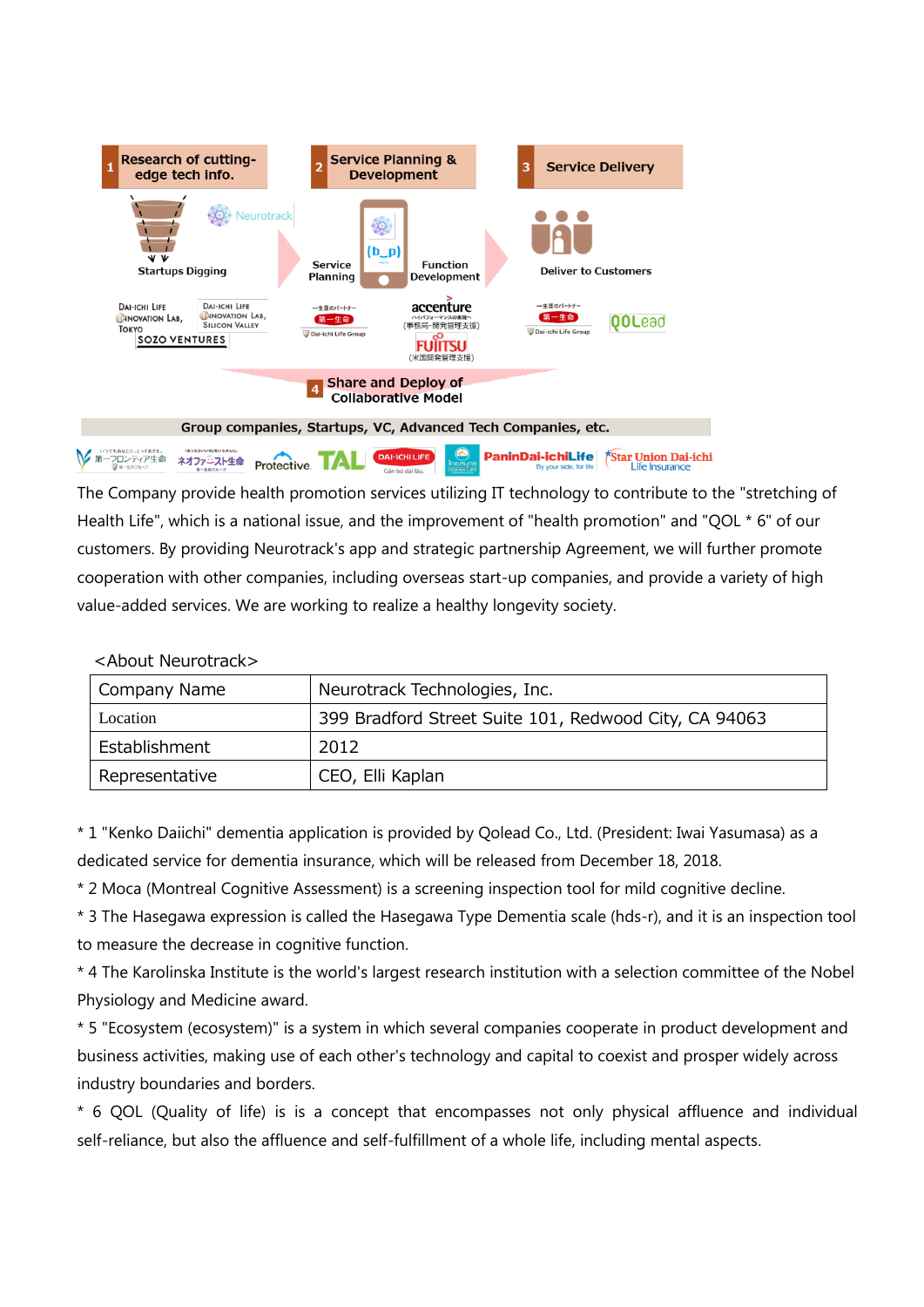1 Research of cutting-edge tech info.

Neurotrack

Startups Digging

Dai-ichi Life Innovation Lab, Tokyo

Dai-ichi Life Innovation Lab, Silicon Valley

SOZO VENTURES

2 Service Planning & Development

(b_p)

Service Planning

Function Development

accenture

(事務局・開発管理支援)

FUJITSU

(米国開発管理支援)

3 Service Delivery

Deliver to Customers

QOLead

4 Share and Deploy of Collaborative Model

Group companies, Startups, VC, Advanced Tech Companies, etc.

第一フロンティア生命　ネオファースト生命　Protective　TAL　DAI-ICHI LIFE　Insurance　PaninDai-ichiLife　Star Union Dai-ichi Life Insurance

The Company provide health promotion services utilizing IT technology to contribute to the "stretching of Health Life", which is a national issue, and the improvement of "health promotion" and "QOL * 6" of our customers. By providing Neurotrack's app and strategic partnership Agreement, we will further promote cooperation with other companies, including overseas start-up companies, and provide a variety of high value-added services. We are working to realize a healthy longevity society.

<About Neurotrack>

| | |
|---|---|
| Company Name | Neurotrack Technologies, Inc. |
| Location | 399 Bradford Street Suite 101, Redwood City, CA 94063 |
| Establishment | 2012 |
| Representative | CEO, Elli Kaplan |

* 1 "Kenko Daiichi" dementia application is provided by Qolead Co., Ltd. (President: Iwai Yasumasa) as a dedicated service for dementia insurance, which will be released from December 18, 2018.

* 2 Moca (Montreal Cognitive Assessment) is a screening inspection tool for mild cognitive decline.

* 3 The Hasegawa expression is called the Hasegawa Type Dementia scale (hds-r), and it is an inspection tool to measure the decrease in cognitive function.

* 4 The Karolinska Institute is the world's largest research institution with a selection committee of the Nobel Physiology and Medicine award.

* 5 "Ecosystem (ecosystem)" is a system in which several companies cooperate in product development and business activities, making use of each other's technology and capital to coexist and prosper widely across industry boundaries and borders.

* 6 QOL (Quality of life) is is a concept that encompasses not only physical affluence and individual self-reliance, but also the affluence and self-fulfillment of a whole life, including mental aspects.